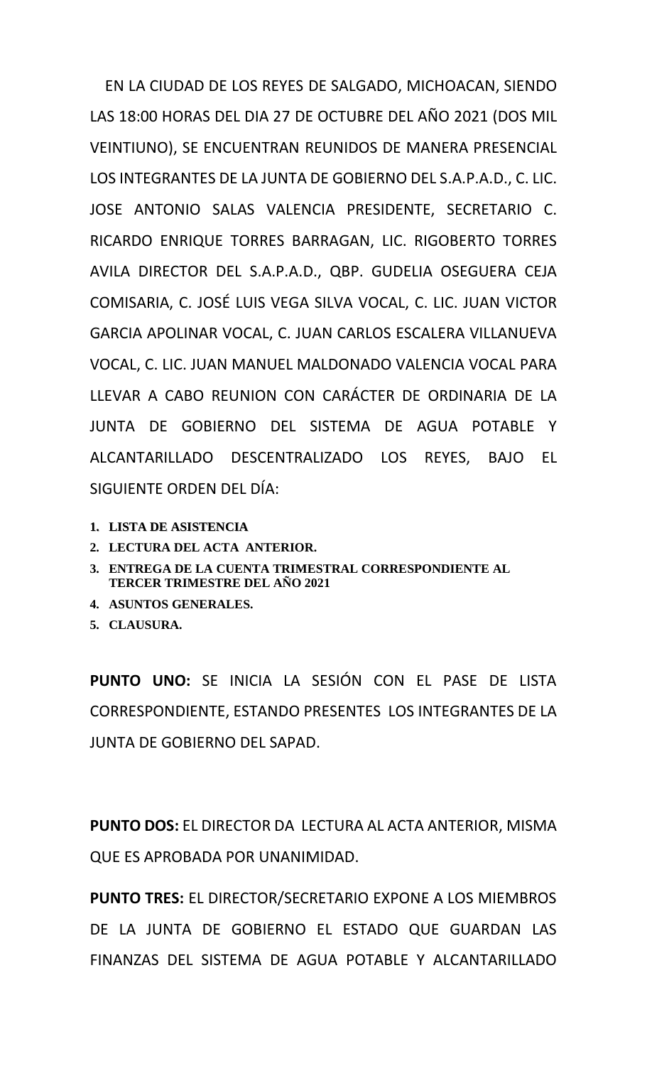EN LA CIUDAD DE LOS REYES DE SALGADO, MICHOACAN, SIENDO LAS 18:00 HORAS DEL DIA 27 DE OCTUBRE DEL AÑO 2021 (DOS MIL VEINTIUNO), SE ENCUENTRAN REUNIDOS DE MANERA PRESENCIAL LOS INTEGRANTES DE LA JUNTA DE GOBIERNO DEL S.A.P.A.D., C. LIC. JOSE ANTONIO SALAS VALENCIA PRESIDENTE, SECRETARIO C. RICARDO ENRIQUE TORRES BARRAGAN, LIC. RIGOBERTO TORRES AVILA DIRECTOR DEL S.A.P.A.D., QBP. GUDELIA OSEGUERA CEJA COMISARIA, C. JOSÉ LUIS VEGA SILVA VOCAL, C. LIC. JUAN VICTOR GARCIA APOLINAR VOCAL, C. JUAN CARLOS ESCALERA VILLANUEVA VOCAL, C. LIC. JUAN MANUEL MALDONADO VALENCIA VOCAL PARA LLEVAR A CABO REUNION CON CARÁCTER DE ORDINARIA DE LA JUNTA DE GOBIERNO DEL SISTEMA DE AGUA POTABLE Y ALCANTARILLADO DESCENTRALIZADO LOS REYES, BAJO EL SIGUIENTE ORDEN DEL DÍA:

1. **LISTA DE ASISTENCIA**
2. **LECTURA DEL ACTA ANTERIOR.**
3. **ENTREGA DE LA CUENTA TRIMESTRAL CORRESPONDIENTE AL TERCER TRIMESTRE DEL AÑO 2021**
4. **ASUNTOS GENERALES.**
5. **CLAUSURA.**

**PUNTO UNO:** SE INICIA LA SESIÓN CON EL PASE DE LISTA CORRESPONDIENTE, ESTANDO PRESENTES LOS INTEGRANTES DE LA JUNTA DE GOBIERNO DEL SAPAD.

**PUNTO DOS:** EL DIRECTOR DA LECTURA AL ACTA ANTERIOR, MISMA QUE ES APROBADA POR UNANIMIDAD.

**PUNTO TRES:** EL DIRECTOR/SECRETARIO EXPONE A LOS MIEMBROS DE LA JUNTA DE GOBIERNO EL ESTADO QUE GUARDAN LAS FINANZAS DEL SISTEMA DE AGUA POTABLE Y ALCANTARILLADO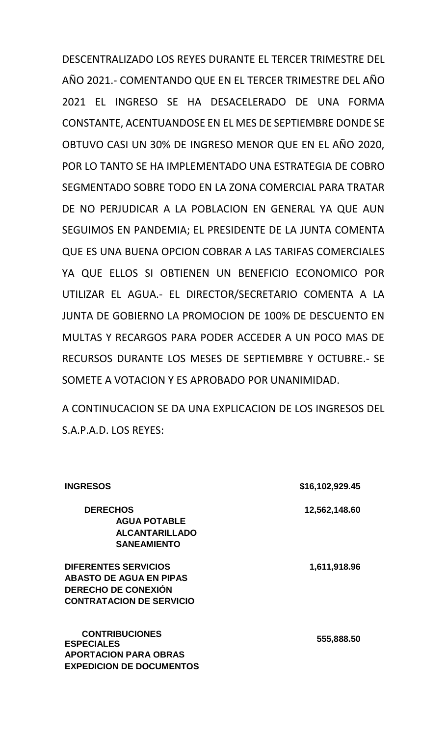DESCENTRALIZADO LOS REYES DURANTE EL TERCER TRIMESTRE DEL AÑO 2021.- COMENTANDO QUE EN EL TERCER TRIMESTRE DEL AÑO 2021 EL INGRESO SE HA DESACELERADO DE UNA FORMA CONSTANTE, ACENTUANDOSE EN EL MES DE SEPTIEMBRE DONDE SE OBTUVO CASI UN 30% DE INGRESO MENOR QUE EN EL AÑO 2020, POR LO TANTO SE HA IMPLEMENTADO UNA ESTRATEGIA DE COBRO SEGMENTADO SOBRE TODO EN LA ZONA COMERCIAL PARA TRATAR DE NO PERJUDICAR A LA POBLACION EN GENERAL YA QUE AUN SEGUIMOS EN PANDEMIA; EL PRESIDENTE DE LA JUNTA COMENTA QUE ES UNA BUENA OPCION COBRAR A LAS TARIFAS COMERCIALES YA QUE ELLOS SI OBTIENEN UN BENEFICIO ECONOMICO POR UTILIZAR EL AGUA.- EL DIRECTOR/SECRETARIO COMENTA A LA JUNTA DE GOBIERNO LA PROMOCION DE 100% DE DESCUENTO EN MULTAS Y RECARGOS PARA PODER ACCEDER A UN POCO MAS DE RECURSOS DURANTE LOS MESES DE SEPTIEMBRE Y OCTUBRE.- SE SOMETE A VOTACION Y ES APROBADO POR UNANIMIDAD.

A CONTINUCACION SE DA UNA EXPLICACION DE LOS INGRESOS DEL S.A.P.A.D. LOS REYES:

| | |
|---|---|
| **INGRESOS** | **$16,102,929.45** |
| **DERECHOS**<br>**AGUA POTABLE**<br>**ALCANTARILLADO**<br>**SANEAMIENTO** | **12,562,148.60** |
| **DIFERENTES SERVICIOS**<br>**ABASTO DE AGUA EN PIPAS**<br>**DERECHO DE CONEXIÓN**<br>**CONTRATACION DE SERVICIO** | **1,611,918.96** |
| **CONTRIBUCIONES ESPECIALES**<br>**APORTACION PARA OBRAS**<br>**EXPEDICION DE DOCUMENTOS** | **555,888.50** |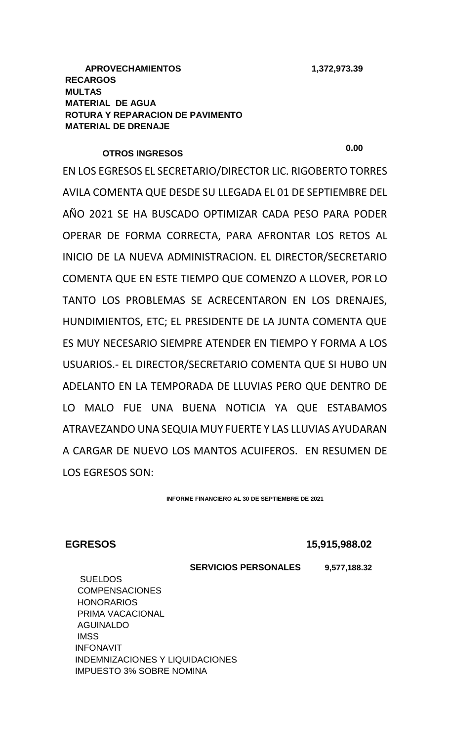| **APROVECHAMIENTOS** | **1,372,973.39** |
| --- | --- |
| **RECARGOS** | |
| **MULTAS** | |
| **MATERIAL DE AGUA** | |
| **ROTURA Y REPARACION DE PAVIMENTO** | |
| **MATERIAL DE DRENAJE** | |

| **OTROS INGRESOS** | **0.00** |
| --- | --- |

EN LOS EGRESOS EL SECRETARIO/DIRECTOR LIC. RIGOBERTO TORRES AVILA COMENTA QUE DESDE SU LLEGADA EL 01 DE SEPTIEMBRE DEL AÑO 2021 SE HA BUSCADO OPTIMIZAR CADA PESO PARA PODER OPERAR DE FORMA CORRECTA, PARA AFRONTAR LOS RETOS AL INICIO DE LA NUEVA ADMINISTRACION. EL DIRECTOR/SECRETARIO COMENTA QUE EN ESTE TIEMPO QUE COMENZO A LLOVER, POR LO TANTO LOS PROBLEMAS SE ACRECENTARON EN LOS DRENAJES, HUNDIMIENTOS, ETC; EL PRESIDENTE DE LA JUNTA COMENTA QUE ES MUY NECESARIO SIEMPRE ATENDER EN TIEMPO Y FORMA A LOS USUARIOS.- EL DIRECTOR/SECRETARIO COMENTA QUE SI HUBO UN ADELANTO EN LA TEMPORADA DE LLUVIAS PERO QUE DENTRO DE LO MALO FUE UNA BUENA NOTICIA YA QUE ESTABAMOS ATRAVEZANDO UNA SEQUIA MUY FUERTE Y LAS LLUVIAS AYUDARAN A CARGAR DE NUEVO LOS MANTOS ACUIFEROS. EN RESUMEN DE LOS EGRESOS SON:

**INFORME FINANCIERO AL 30 DE SEPTIEMBRE DE 2021**

| **EGRESOS** | **15,915,988.02** |
| --- | --- |
| **SERVICIOS PERSONALES** | **9,577,188.32** |
| SUELDOS | |
| COMPENSACIONES | |
| HONORARIOS | |
| PRIMA VACACIONAL | |
| AGUINALDO | |
| IMSS | |
| INFONAVIT | |
| INDEMNIZACIONES Y LIQUIDACIONES | |
| IMPUESTO 3% SOBRE NOMINA | |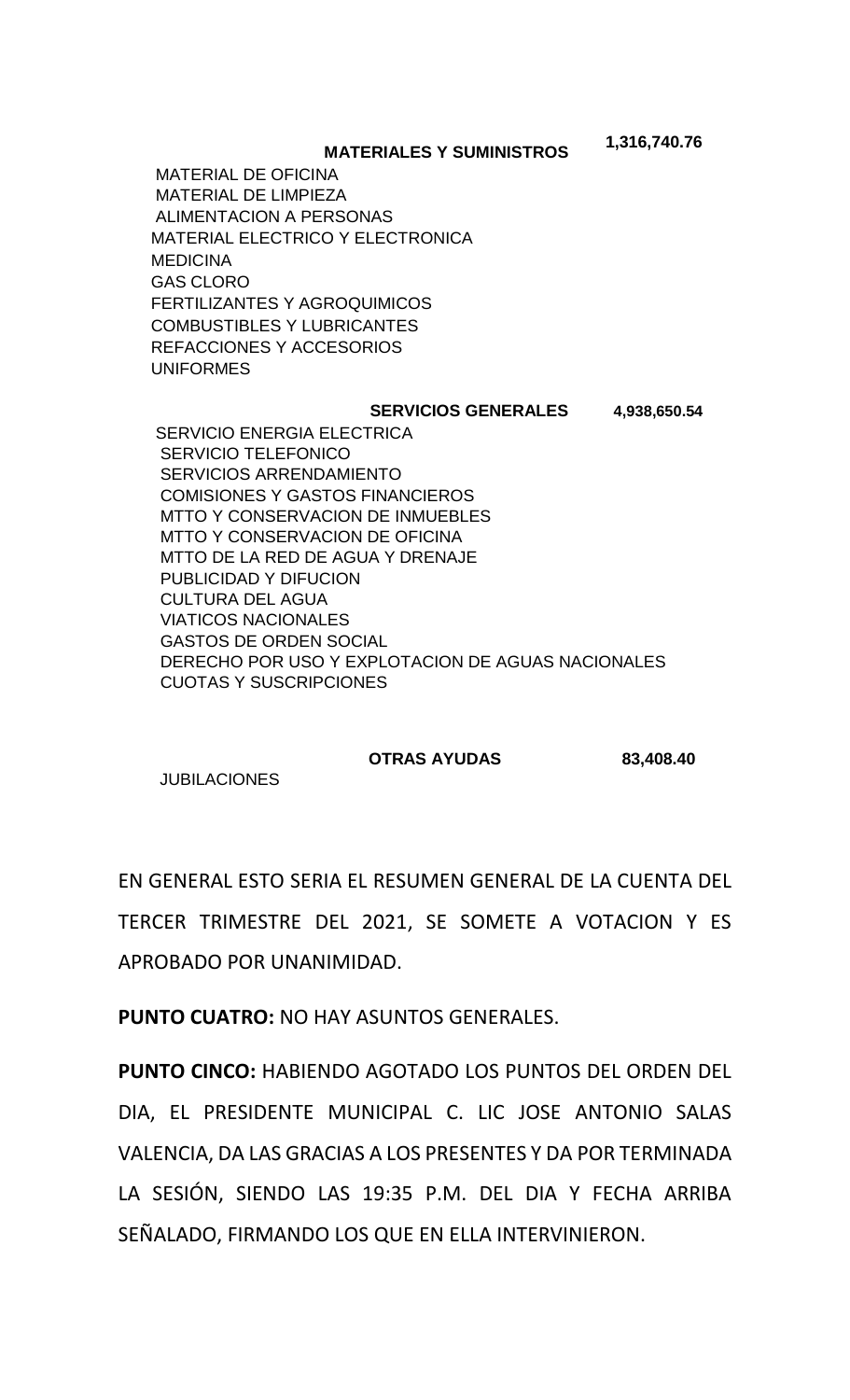**MATERIALES Y SUMINISTROS** **1,316,740.76**

MATERIAL DE OFICINA
MATERIAL DE LIMPIEZA
ALIMENTACION A PERSONAS
MATERIAL ELECTRICO Y ELECTRONICA
MEDICINA
GAS CLORO
FERTILIZANTES Y AGROQUIMICOS
COMBUSTIBLES Y LUBRICANTES
REFACCIONES Y ACCESORIOS
UNIFORMES

**SERVICIOS GENERALES** **4,938,650.54**

SERVICIO ENERGIA ELECTRICA
SERVICIO TELEFONICO
SERVICIOS ARRENDAMIENTO
COMISIONES Y GASTOS FINANCIEROS
MTTO Y CONSERVACION DE INMUEBLES
MTTO Y CONSERVACION DE OFICINA
MTTO DE LA RED DE AGUA Y DRENAJE
PUBLICIDAD Y DIFUCION
CULTURA DEL AGUA
VIATICOS NACIONALES
GASTOS DE ORDEN SOCIAL
DERECHO POR USO Y EXPLOTACION DE AGUAS NACIONALES
CUOTAS Y SUSCRIPCIONES

**OTRAS AYUDAS** **83,408.40**

JUBILACIONES

EN GENERAL ESTO SERIA EL RESUMEN GENERAL DE LA CUENTA DEL TERCER TRIMESTRE DEL 2021, SE SOMETE A VOTACION Y ES APROBADO POR UNANIMIDAD.

**PUNTO CUATRO:** NO HAY ASUNTOS GENERALES.

**PUNTO CINCO:** HABIENDO AGOTADO LOS PUNTOS DEL ORDEN DEL DIA, EL PRESIDENTE MUNICIPAL C. LIC JOSE ANTONIO SALAS VALENCIA, DA LAS GRACIAS A LOS PRESENTES Y DA POR TERMINADA LA SESIÓN, SIENDO LAS 19:35 P.M. DEL DIA Y FECHA ARRIBA SEÑALADO, FIRMANDO LOS QUE EN ELLA INTERVINIERON.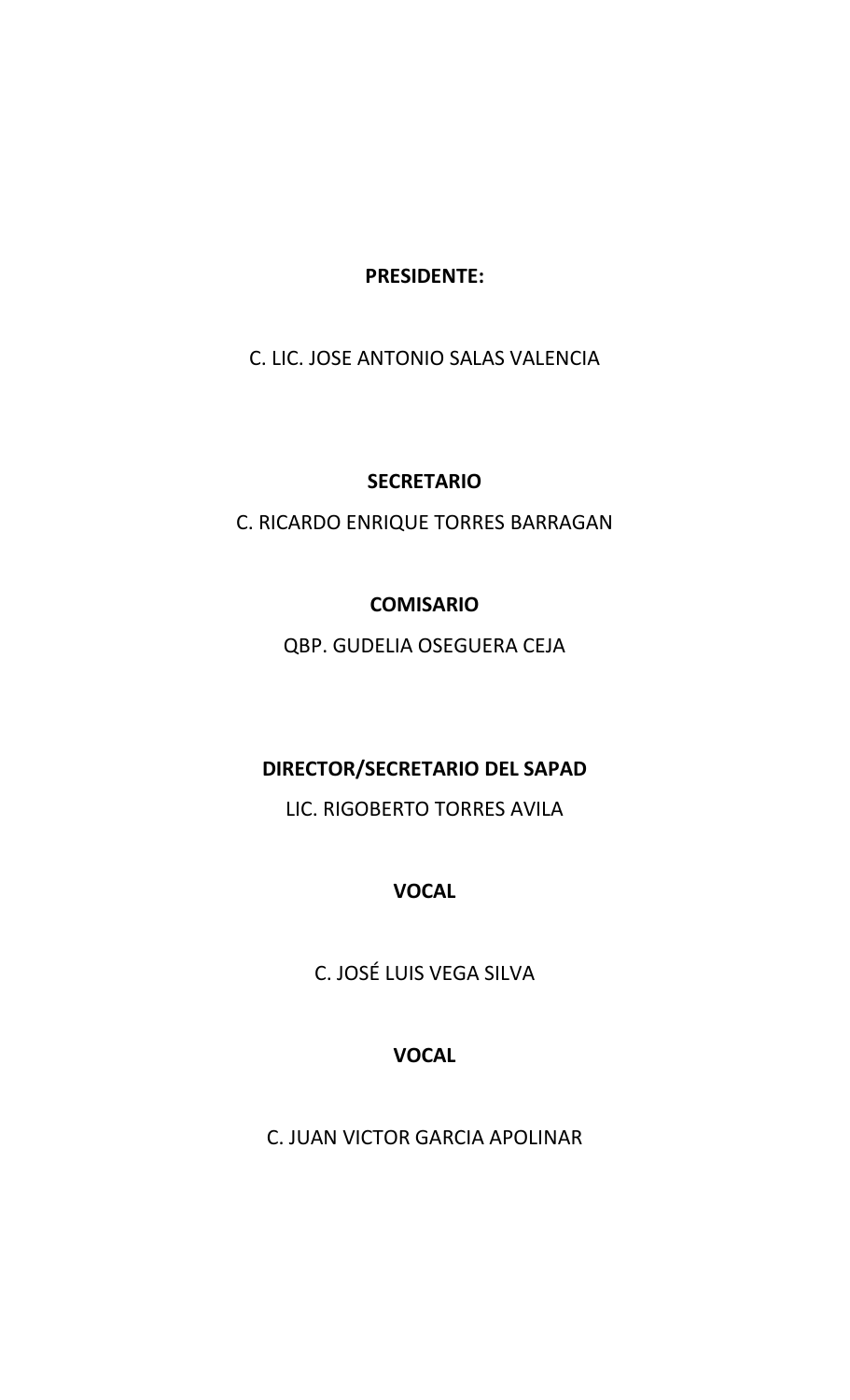**PRESIDENTE:**

C. LIC. JOSE ANTONIO SALAS VALENCIA

**SECRETARIO**

C. RICARDO ENRIQUE TORRES BARRAGAN

**COMISARIO**

QBP. GUDELIA OSEGUERA CEJA

**DIRECTOR/SECRETARIO DEL SAPAD**

LIC. RIGOBERTO TORRES AVILA

**VOCAL**

C. JOSÉ LUIS VEGA SILVA

**VOCAL**

C. JUAN VICTOR GARCIA APOLINAR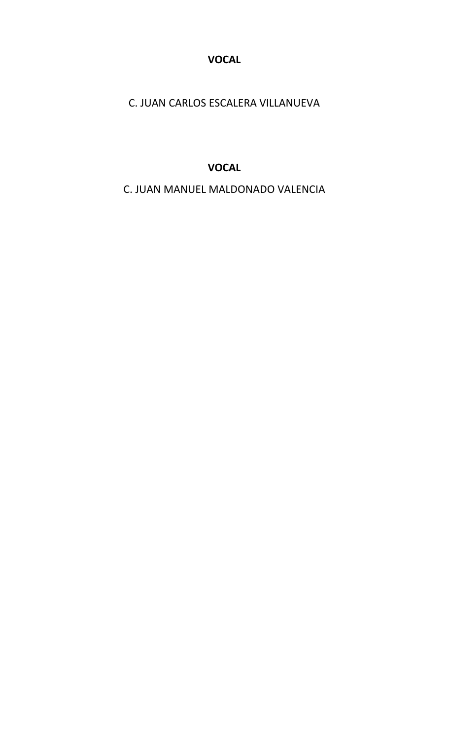**VOCAL**

C. JUAN CARLOS ESCALERA VILLANUEVA

**VOCAL**

C. JUAN MANUEL MALDONADO VALENCIA